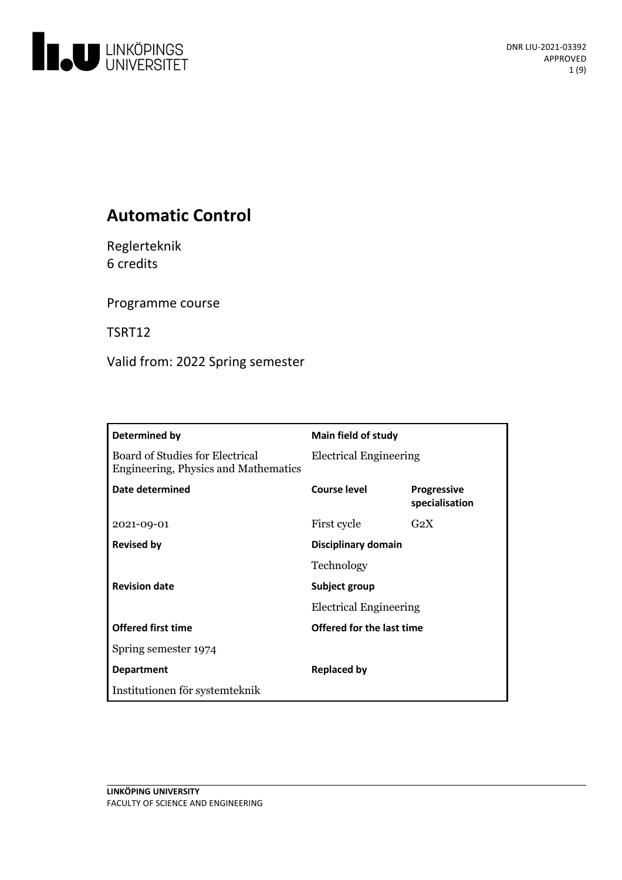DNR LIU-2021-03392
APPROVED

# Automatic Control

Reglerteknik
6 credits

Programme course

TSRT12

Valid from: 2022 Spring semester

| **Determined by** | **Main field of study** | |
|---|---|---|
| Board of Studies for Electrical Engineering, Physics and Mathematics | Electrical Engineering | |
| **Date determined** | **Course level** | **Progressive specialisation** |
| 2021-09-01 | First cycle | G2X |
| **Revised by** | **Disciplinary domain** | |
| | Technology | |
| **Revision date** | **Subject group** | |
| | Electrical Engineering | |
| **Offered first time** | **Offered for the last time** | |
| Spring semester 1974 | | |
| **Department** | **Replaced by** | |
| Institutionen för systemteknik | | |

**LINKÖPING UNIVERSITY**
FACULTY OF SCIENCE AND ENGINEERING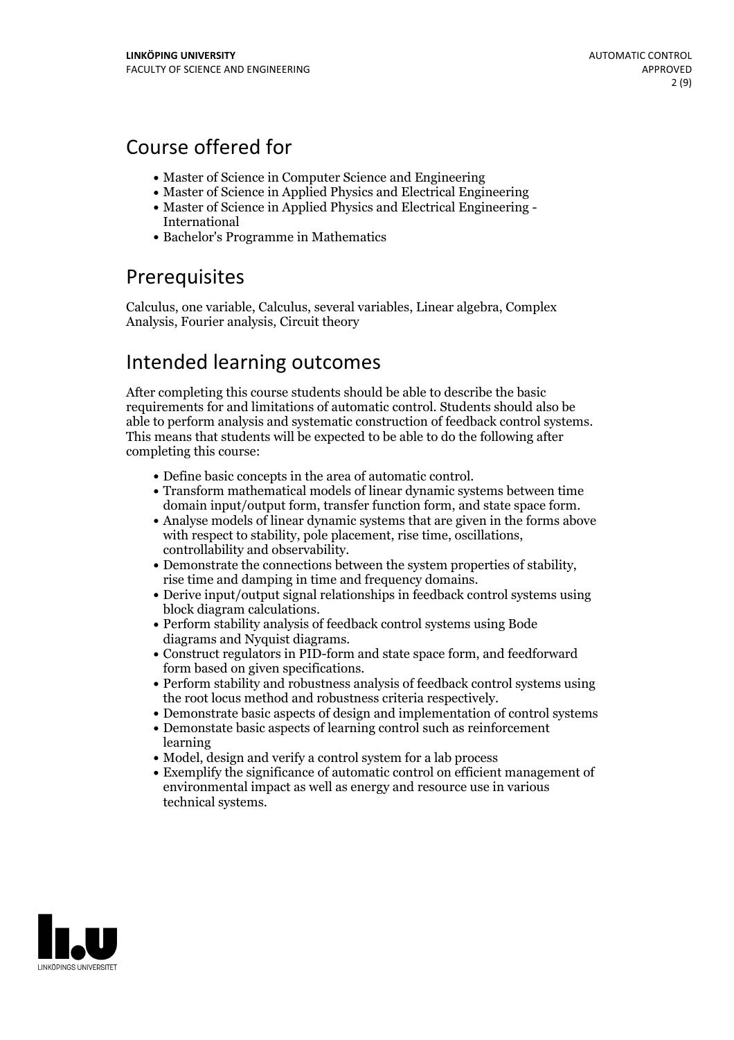## Course offered for

- Master of Science in Computer Science and Engineering
- Master of Science in Applied Physics and Electrical Engineering
- Master of Science in Applied Physics and Electrical Engineering - International
- Bachelor's Programme in Mathematics

## Prerequisites

Calculus, one variable, Calculus, several variables, Linear algebra, Complex Analysis, Fourier analysis, Circuit theory

## Intended learning outcomes

After completing this course students should be able to describe the basic requirements for and limitations of automatic control. Students should also be able to perform analysis and systematic construction of feedback control systems. This means that students will be expected to be able to do the following after completing this course:

- Define basic concepts in the area of automatic control.
- Transform mathematical models of linear dynamic systems between time domain input/output form, transfer function form, and state space form.
- Analyse models of linear dynamic systems that are given in the forms above with respect to stability, pole placement, rise time, oscillations, controllability and observability.
- Demonstrate the connections between the system properties of stability, rise time and damping in time and frequency domains.
- Derive input/output signal relationships in feedback control systems using block diagram calculations.
- Perform stability analysis of feedback control systems using Bode diagrams and Nyquist diagrams.
- Construct regulators in PID-form and state space form, and feedforward form based on given specifications.
- Perform stability and robustness analysis of feedback control systems using the root locus method and robustness criteria respectively.
- Demonstrate basic aspects of design and implementation of control systems
- Demonstate basic aspects of learning control such as reinforcement learning
- Model, design and verify a control system for a lab process
- Exemplify the significance of automatic control on efficient management of environmental impact as well as energy and resource use in various technical systems.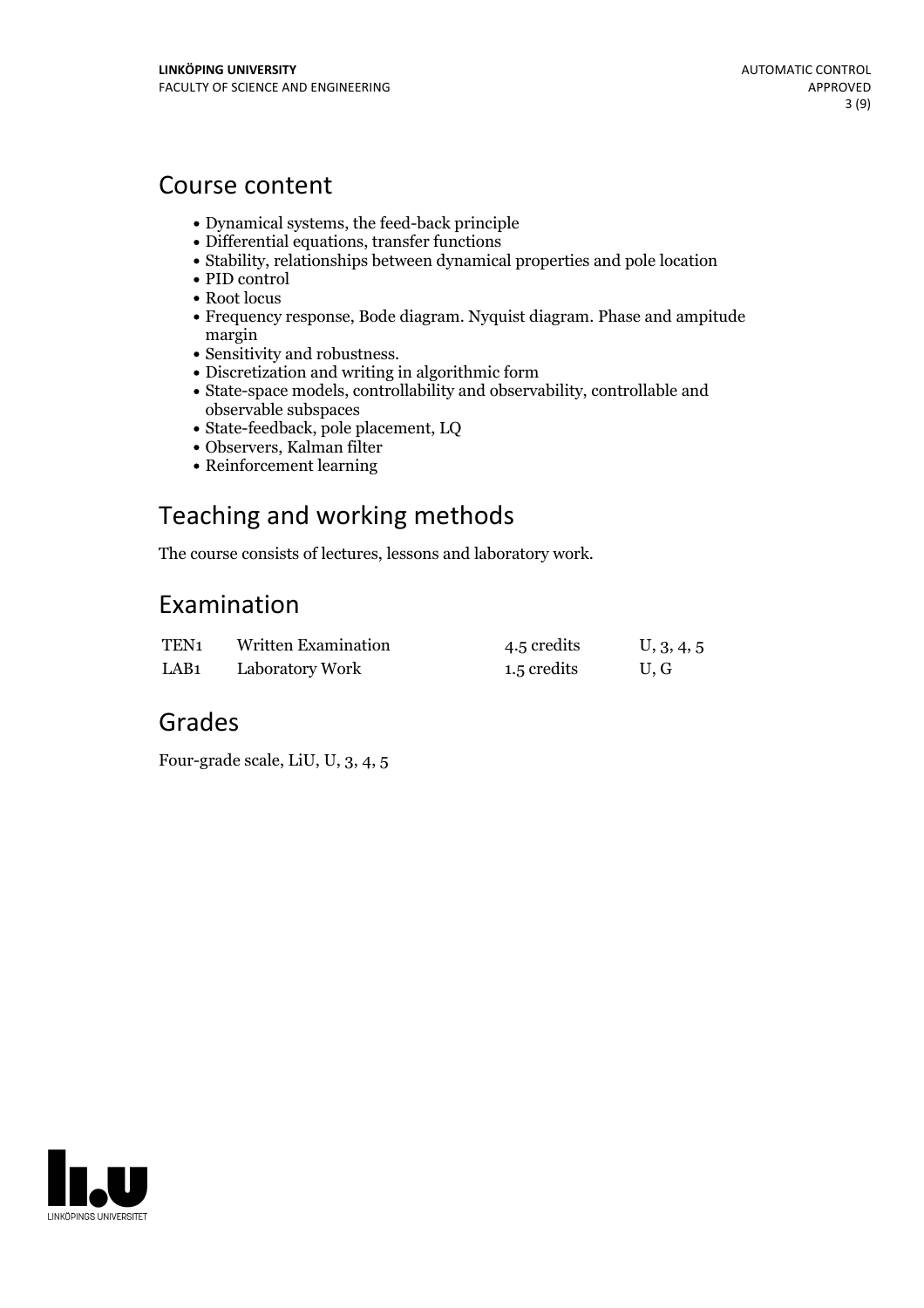## Course content

- Dynamical systems, the feed-back principle
- Differential equations, transfer functions
- Stability, relationships between dynamical properties and pole location
- PID control
- Root locus
- Frequency response, Bode diagram. Nyquist diagram. Phase and ampitude margin
- Sensitivity and robustness.
- Discretization and writing in algorithmic form
- State-space models, controllability and observability, controllable and observable subspaces
- State-feedback, pole placement, LQ
- Observers, Kalman filter
- Reinforcement learning

## Teaching and working methods

The course consists of lectures, lessons and laboratory work.

## Examination

| | | | |
|---|---|---|---|
| TEN1 | Written Examination | 4.5 credits | U, 3, 4, 5 |
| LAB1 | Laboratory Work | 1.5 credits | U, G |

## Grades

Four-grade scale, LiU, U, 3, 4, 5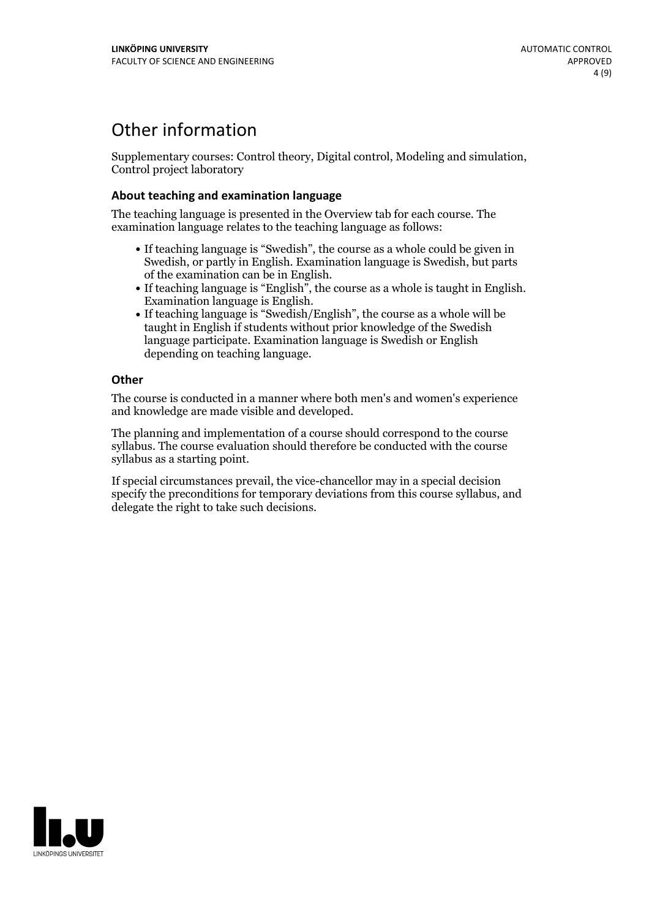# Other information

Supplementary courses: Control theory, Digital control, Modeling and simulation, Control project laboratory

### About teaching and examination language

The teaching language is presented in the Overview tab for each course. The examination language relates to the teaching language as follows:

- If teaching language is "Swedish", the course as a whole could be given in Swedish, or partly in English. Examination language is Swedish, but parts of the examination can be in English.
- If teaching language is "English", the course as a whole is taught in English. Examination language is English.
- If teaching language is "Swedish/English", the course as a whole will be taught in English if students without prior knowledge of the Swedish language participate. Examination language is Swedish or English depending on teaching language.

### Other

The course is conducted in a manner where both men's and women's experience and knowledge are made visible and developed.

The planning and implementation of a course should correspond to the course syllabus. The course evaluation should therefore be conducted with the course syllabus as a starting point.

If special circumstances prevail, the vice-chancellor may in a special decision specify the preconditions for temporary deviations from this course syllabus, and delegate the right to take such decisions.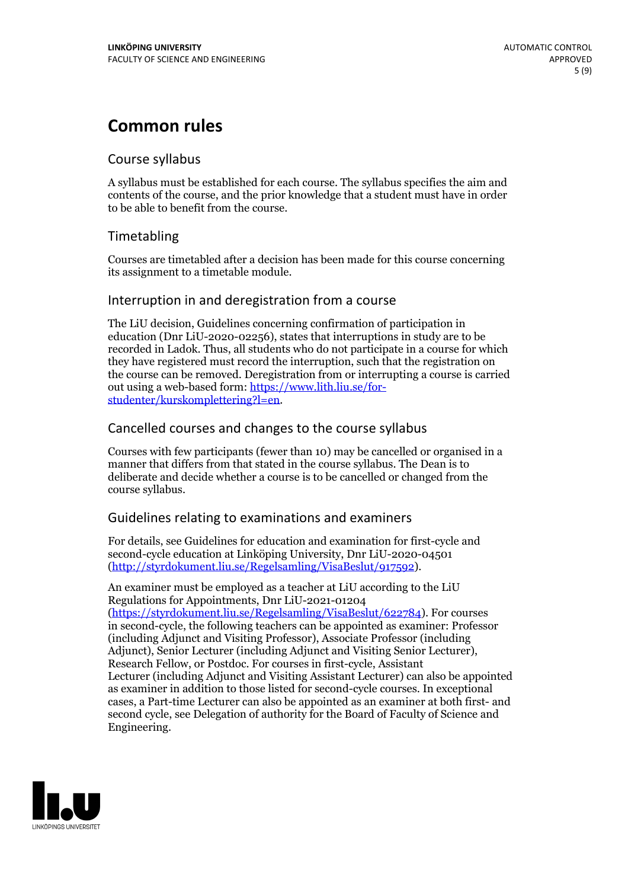# Common rules

## Course syllabus

A syllabus must be established for each course. The syllabus specifies the aim and contents of the course, and the prior knowledge that a student must have in order to be able to benefit from the course.

## Timetabling

Courses are timetabled after a decision has been made for this course concerning its assignment to a timetable module.

## Interruption in and deregistration from a course

The LiU decision, Guidelines concerning confirmation of participation in education (Dnr LiU-2020-02256), states that interruptions in study are to be recorded in Ladok. Thus, all students who do not participate in a course for which they have registered must record the interruption, such that the registration on the course can be removed. Deregistration from or interrupting a course is carried out using a web-based form: https://www.lith.liu.se/for-studenter/kurskomplettering?l=en.

## Cancelled courses and changes to the course syllabus

Courses with few participants (fewer than 10) may be cancelled or organised in a manner that differs from that stated in the course syllabus. The Dean is to deliberate and decide whether a course is to be cancelled or changed from the course syllabus.

## Guidelines relating to examinations and examiners

For details, see Guidelines for education and examination for first-cycle and second-cycle education at Linköping University, Dnr LiU-2020-04501 (http://styrdokument.liu.se/Regelsamling/VisaBeslut/917592).

An examiner must be employed as a teacher at LiU according to the LiU Regulations for Appointments, Dnr LiU-2021-01204 (https://styrdokument.liu.se/Regelsamling/VisaBeslut/622784). For courses in second-cycle, the following teachers can be appointed as examiner: Professor (including Adjunct and Visiting Professor), Associate Professor (including Adjunct), Senior Lecturer (including Adjunct and Visiting Senior Lecturer), Research Fellow, or Postdoc. For courses in first-cycle, Assistant Lecturer (including Adjunct and Visiting Assistant Lecturer) can also be appointed as examiner in addition to those listed for second-cycle courses. In exceptional cases, a Part-time Lecturer can also be appointed as an examiner at both first- and second cycle, see Delegation of authority for the Board of Faculty of Science and Engineering.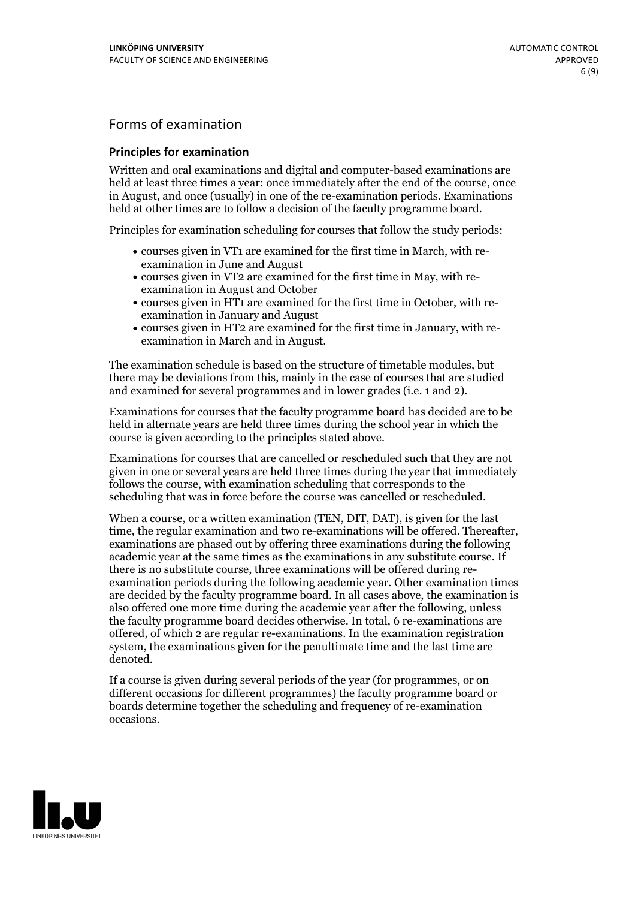## Forms of examination

### Principles for examination

Written and oral examinations and digital and computer-based examinations are held at least three times a year: once immediately after the end of the course, once in August, and once (usually) in one of the re-examination periods. Examinations held at other times are to follow a decision of the faculty programme board.

Principles for examination scheduling for courses that follow the study periods:

- courses given in VT1 are examined for the first time in March, with re-examination in June and August
- courses given in VT2 are examined for the first time in May, with re-examination in August and October
- courses given in HT1 are examined for the first time in October, with re-examination in January and August
- courses given in HT2 are examined for the first time in January, with re-examination in March and in August.

The examination schedule is based on the structure of timetable modules, but there may be deviations from this, mainly in the case of courses that are studied and examined for several programmes and in lower grades (i.e. 1 and 2).

Examinations for courses that the faculty programme board has decided are to be held in alternate years are held three times during the school year in which the course is given according to the principles stated above.

Examinations for courses that are cancelled or rescheduled such that they are not given in one or several years are held three times during the year that immediately follows the course, with examination scheduling that corresponds to the scheduling that was in force before the course was cancelled or rescheduled.

When a course, or a written examination (TEN, DIT, DAT), is given for the last time, the regular examination and two re-examinations will be offered. Thereafter, examinations are phased out by offering three examinations during the following academic year at the same times as the examinations in any substitute course. If there is no substitute course, three examinations will be offered during re-examination periods during the following academic year. Other examination times are decided by the faculty programme board. In all cases above, the examination is also offered one more time during the academic year after the following, unless the faculty programme board decides otherwise. In total, 6 re-examinations are offered, of which 2 are regular re-examinations. In the examination registration system, the examinations given for the penultimate time and the last time are denoted.

If a course is given during several periods of the year (for programmes, or on different occasions for different programmes) the faculty programme board or boards determine together the scheduling and frequency of re-examination occasions.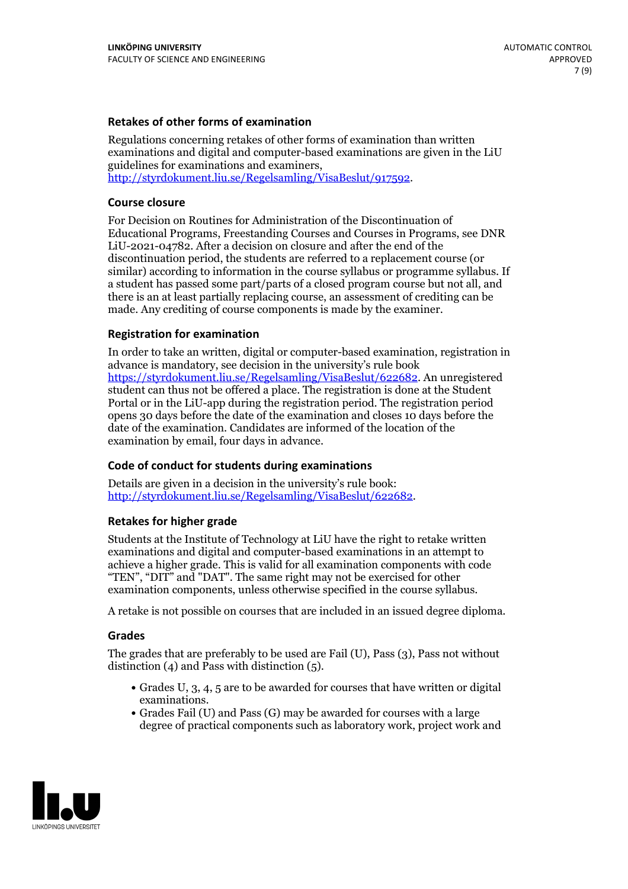### Retakes of other forms of examination

Regulations concerning retakes of other forms of examination than written examinations and digital and computer-based examinations are given in the LiU guidelines for examinations and examiners, http://styrdokument.liu.se/Regelsamling/VisaBeslut/917592.

### Course closure

For Decision on Routines for Administration of the Discontinuation of Educational Programs, Freestanding Courses and Courses in Programs, see DNR LiU-2021-04782. After a decision on closure and after the end of the discontinuation period, the students are referred to a replacement course (or similar) according to information in the course syllabus or programme syllabus. If a student has passed some part/parts of a closed program course but not all, and there is an at least partially replacing course, an assessment of crediting can be made. Any crediting of course components is made by the examiner.

### Registration for examination

In order to take an written, digital or computer-based examination, registration in advance is mandatory, see decision in the university's rule book https://styrdokument.liu.se/Regelsamling/VisaBeslut/622682. An unregistered student can thus not be offered a place. The registration is done at the Student Portal or in the LiU-app during the registration period. The registration period opens 30 days before the date of the examination and closes 10 days before the date of the examination. Candidates are informed of the location of the examination by email, four days in advance.

### Code of conduct for students during examinations

Details are given in a decision in the university's rule book: http://styrdokument.liu.se/Regelsamling/VisaBeslut/622682.

### Retakes for higher grade

Students at the Institute of Technology at LiU have the right to retake written examinations and digital and computer-based examinations in an attempt to achieve a higher grade. This is valid for all examination components with code "TEN", "DIT" and "DAT". The same right may not be exercised for other examination components, unless otherwise specified in the course syllabus.

A retake is not possible on courses that are included in an issued degree diploma.

### Grades

The grades that are preferably to be used are Fail (U), Pass (3), Pass not without distinction (4) and Pass with distinction (5).

- Grades U, 3, 4, 5 are to be awarded for courses that have written or digital examinations.
- Grades Fail (U) and Pass (G) may be awarded for courses with a large degree of practical components such as laboratory work, project work and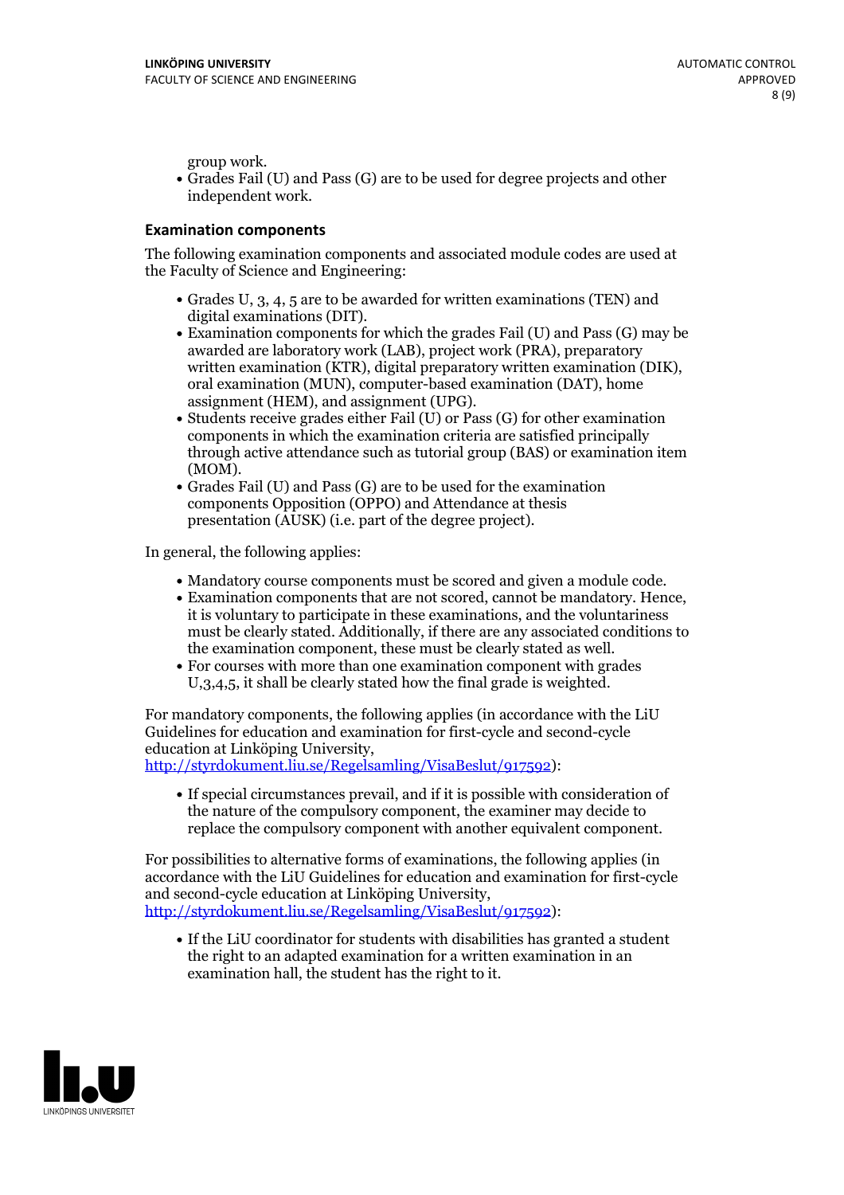group work.
- Grades Fail (U) and Pass (G) are to be used for degree projects and other independent work.

### Examination components

The following examination components and associated module codes are used at the Faculty of Science and Engineering:

- Grades U, 3, 4, 5 are to be awarded for written examinations (TEN) and digital examinations (DIT).
- Examination components for which the grades Fail (U) and Pass (G) may be awarded are laboratory work (LAB), project work (PRA), preparatory written examination (KTR), digital preparatory written examination (DIK), oral examination (MUN), computer-based examination (DAT), home assignment (HEM), and assignment (UPG).
- Students receive grades either Fail (U) or Pass (G) for other examination components in which the examination criteria are satisfied principally through active attendance such as tutorial group (BAS) or examination item (MOM).
- Grades Fail (U) and Pass (G) are to be used for the examination components Opposition (OPPO) and Attendance at thesis presentation (AUSK) (i.e. part of the degree project).

In general, the following applies:

- Mandatory course components must be scored and given a module code.
- Examination components that are not scored, cannot be mandatory. Hence, it is voluntary to participate in these examinations, and the voluntariness must be clearly stated. Additionally, if there are any associated conditions to the examination component, these must be clearly stated as well.
- For courses with more than one examination component with grades U,3,4,5, it shall be clearly stated how the final grade is weighted.

For mandatory components, the following applies (in accordance with the LiU Guidelines for education and examination for first-cycle and second-cycle education at Linköping University, http://styrdokument.liu.se/Regelsamling/VisaBeslut/917592):

- If special circumstances prevail, and if it is possible with consideration of the nature of the compulsory component, the examiner may decide to replace the compulsory component with another equivalent component.

For possibilities to alternative forms of examinations, the following applies (in accordance with the LiU Guidelines for education and examination for first-cycle and second-cycle education at Linköping University, http://styrdokument.liu.se/Regelsamling/VisaBeslut/917592):

- If the LiU coordinator for students with disabilities has granted a student the right to an adapted examination for a written examination in an examination hall, the student has the right to it.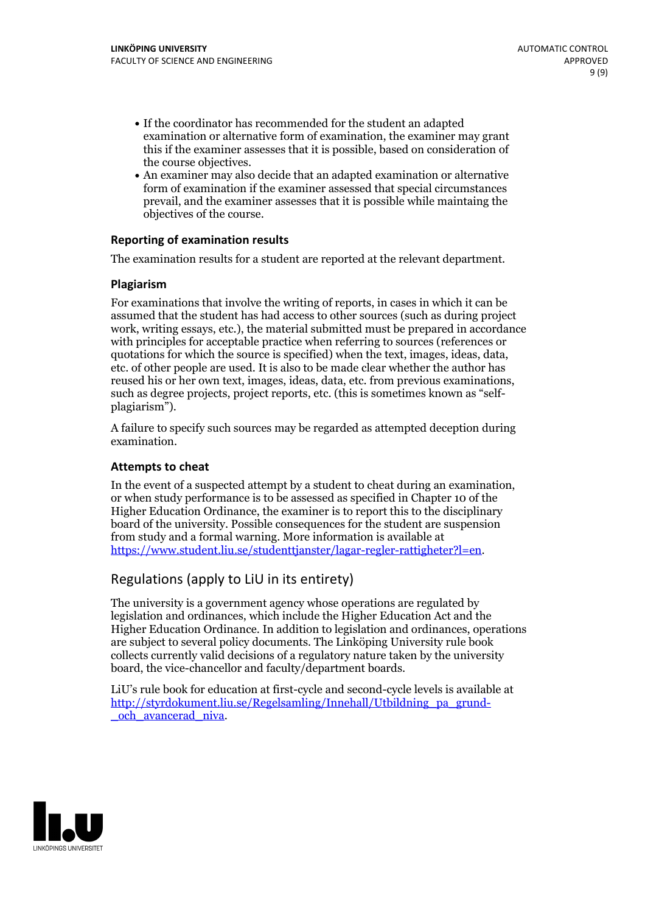- If the coordinator has recommended for the student an adapted examination or alternative form of examination, the examiner may grant this if the examiner assesses that it is possible, based on consideration of the course objectives.
- An examiner may also decide that an adapted examination or alternative form of examination if the examiner assessed that special circumstances prevail, and the examiner assesses that it is possible while maintaing the objectives of the course.

### Reporting of examination results

The examination results for a student are reported at the relevant department.

### Plagiarism

For examinations that involve the writing of reports, in cases in which it can be assumed that the student has had access to other sources (such as during project work, writing essays, etc.), the material submitted must be prepared in accordance with principles for acceptable practice when referring to sources (references or quotations for which the source is specified) when the text, images, ideas, data, etc. of other people are used. It is also to be made clear whether the author has reused his or her own text, images, ideas, data, etc. from previous examinations, such as degree projects, project reports, etc. (this is sometimes known as "self-plagiarism").

A failure to specify such sources may be regarded as attempted deception during examination.

### Attempts to cheat

In the event of a suspected attempt by a student to cheat during an examination, or when study performance is to be assessed as specified in Chapter 10 of the Higher Education Ordinance, the examiner is to report this to the disciplinary board of the university. Possible consequences for the student are suspension from study and a formal warning. More information is available at https://www.student.liu.se/studenttjanster/lagar-regler-rattigheter?l=en.

## Regulations (apply to LiU in its entirety)

The university is a government agency whose operations are regulated by legislation and ordinances, which include the Higher Education Act and the Higher Education Ordinance. In addition to legislation and ordinances, operations are subject to several policy documents. The Linköping University rule book collects currently valid decisions of a regulatory nature taken by the university board, the vice-chancellor and faculty/department boards.

LiU's rule book for education at first-cycle and second-cycle levels is available at http://styrdokument.liu.se/Regelsamling/Innehall/Utbildning_pa_grund-_och_avancerad_niva.